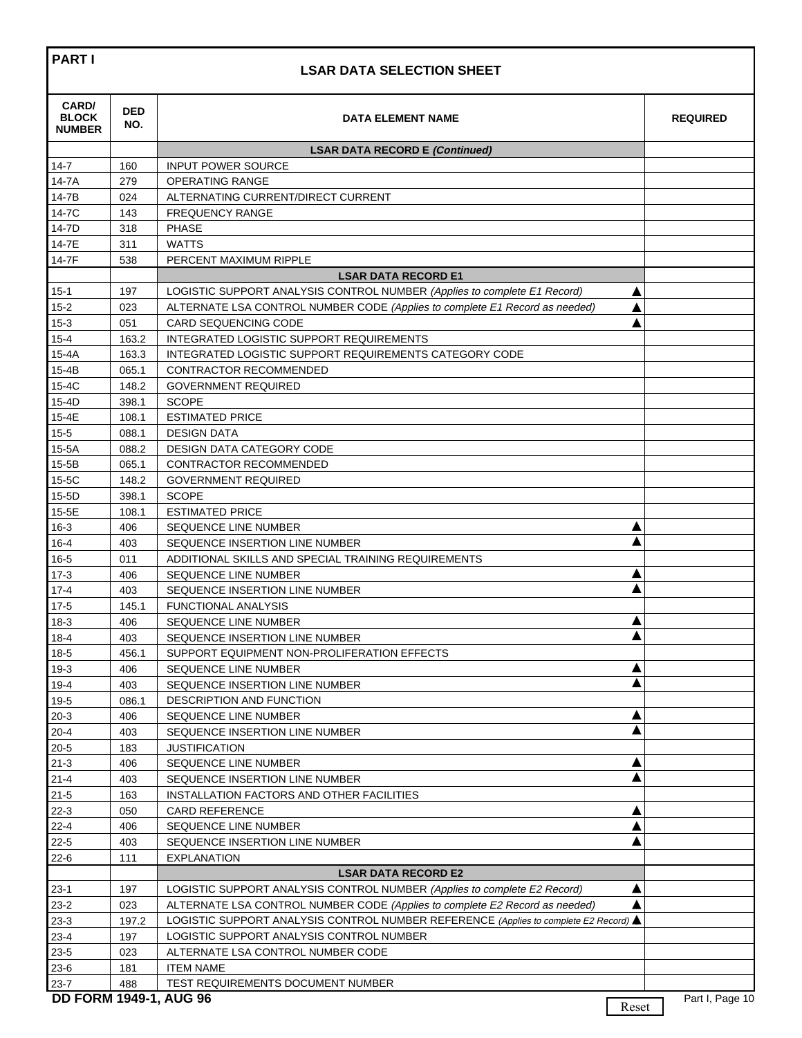## PART I

# LSAR DATA SELECTION SHEET

| CARD/ BLOCK NUMBER | DED NO. | DATA ELEMENT NAME | REQUIRED |
|---|---|---|---|
| | | **LSAR DATA RECORD E *(Continued)*** | |
| 14-7 | 160 | INPUT POWER SOURCE | |
| 14-7A | 279 | OPERATING RANGE | |
| 14-7B | 024 | ALTERNATING CURRENT/DIRECT CURRENT | |
| 14-7C | 143 | FREQUENCY RANGE | |
| 14-7D | 318 | PHASE | |
| 14-7E | 311 | WATTS | |
| 14-7F | 538 | PERCENT MAXIMUM RIPPLE | |
| | | **LSAR DATA RECORD E1** | |
| 15-1 | 197 | LOGISTIC SUPPORT ANALYSIS CONTROL NUMBER *(Applies to complete E1 Record)* ▲ | |
| 15-2 | 023 | ALTERNATE LSA CONTROL NUMBER CODE *(Applies to complete E1 Record as needed)* ▲ | |
| 15-3 | 051 | CARD SEQUENCING CODE ▲ | |
| 15-4 | 163.2 | INTEGRATED LOGISTIC SUPPORT REQUIREMENTS | |
| 15-4A | 163.3 | INTEGRATED LOGISTIC SUPPORT REQUIREMENTS CATEGORY CODE | |
| 15-4B | 065.1 | CONTRACTOR RECOMMENDED | |
| 15-4C | 148.2 | GOVERNMENT REQUIRED | |
| 15-4D | 398.1 | SCOPE | |
| 15-4E | 108.1 | ESTIMATED PRICE | |
| 15-5 | 088.1 | DESIGN DATA | |
| 15-5A | 088.2 | DESIGN DATA CATEGORY CODE | |
| 15-5B | 065.1 | CONTRACTOR RECOMMENDED | |
| 15-5C | 148.2 | GOVERNMENT REQUIRED | |
| 15-5D | 398.1 | SCOPE | |
| 15-5E | 108.1 | ESTIMATED PRICE | |
| 16-3 | 406 | SEQUENCE LINE NUMBER ▲ | |
| 16-4 | 403 | SEQUENCE INSERTION LINE NUMBER ▲ | |
| 16-5 | 011 | ADDITIONAL SKILLS AND SPECIAL TRAINING REQUIREMENTS | |
| 17-3 | 406 | SEQUENCE LINE NUMBER ▲ | |
| 17-4 | 403 | SEQUENCE INSERTION LINE NUMBER ▲ | |
| 17-5 | 145.1 | FUNCTIONAL ANALYSIS | |
| 18-3 | 406 | SEQUENCE LINE NUMBER ▲ | |
| 18-4 | 403 | SEQUENCE INSERTION LINE NUMBER ▲ | |
| 18-5 | 456.1 | SUPPORT EQUIPMENT NON-PROLIFERATION EFFECTS | |
| 19-3 | 406 | SEQUENCE LINE NUMBER ▲ | |
| 19-4 | 403 | SEQUENCE INSERTION LINE NUMBER ▲ | |
| 19-5 | 086.1 | DESCRIPTION AND FUNCTION | |
| 20-3 | 406 | SEQUENCE LINE NUMBER ▲ | |
| 20-4 | 403 | SEQUENCE INSERTION LINE NUMBER ▲ | |
| 20-5 | 183 | JUSTIFICATION | |
| 21-3 | 406 | SEQUENCE LINE NUMBER ▲ | |
| 21-4 | 403 | SEQUENCE INSERTION LINE NUMBER ▲ | |
| 21-5 | 163 | INSTALLATION FACTORS AND OTHER FACILITIES | |
| 22-3 | 050 | CARD REFERENCE ▲ | |
| 22-4 | 406 | SEQUENCE LINE NUMBER ▲ | |
| 22-5 | 403 | SEQUENCE INSERTION LINE NUMBER ▲ | |
| 22-6 | 111 | EXPLANATION | |
| | | **LSAR DATA RECORD E2** | |
| 23-1 | 197 | LOGISTIC SUPPORT ANALYSIS CONTROL NUMBER *(Applies to complete E2 Record)* ▲ | |
| 23-2 | 023 | ALTERNATE LSA CONTROL NUMBER CODE *(Applies to complete E2 Record as needed)* ▲ | |
| 23-3 | 197.2 | LOGISTIC SUPPORT ANALYSIS CONTROL NUMBER REFERENCE *(Applies to complete E2 Record)* ▲ | |
| 23-4 | 197 | LOGISTIC SUPPORT ANALYSIS CONTROL NUMBER | |
| 23-5 | 023 | ALTERNATE LSA CONTROL NUMBER CODE | |
| 23-6 | 181 | ITEM NAME | |
| 23-7 | 488 | TEST REQUIREMENTS DOCUMENT NUMBER | |

**DD FORM 1949-1, AUG 96**

Reset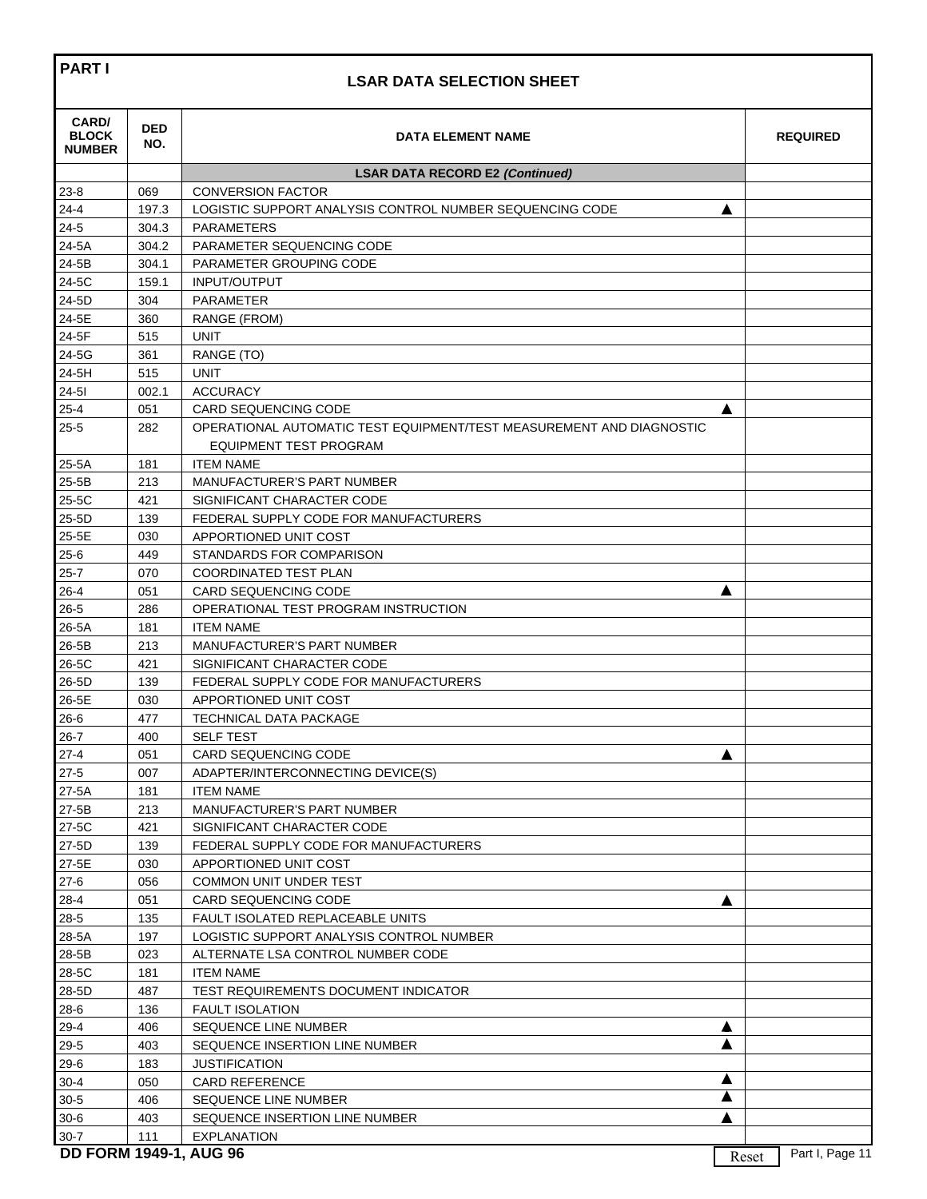**PART I**

## LSAR DATA SELECTION SHEET

| CARD/ BLOCK NUMBER | DED NO. | DATA ELEMENT NAME | REQUIRED |
|---|---|---|---|
| | | **LSAR DATA RECORD E2 *(Continued)*** | |
| 23-8 | 069 | CONVERSION FACTOR | |
| 24-4 | 197.3 | LOGISTIC SUPPORT ANALYSIS CONTROL NUMBER SEQUENCING CODE ▲ | |
| 24-5 | 304.3 | PARAMETERS | |
| 24-5A | 304.2 | PARAMETER SEQUENCING CODE | |
| 24-5B | 304.1 | PARAMETER GROUPING CODE | |
| 24-5C | 159.1 | INPUT/OUTPUT | |
| 24-5D | 304 | PARAMETER | |
| 24-5E | 360 | RANGE (FROM) | |
| 24-5F | 515 | UNIT | |
| 24-5G | 361 | RANGE (TO) | |
| 24-5H | 515 | UNIT | |
| 24-5I | 002.1 | ACCURACY | |
| 25-4 | 051 | CARD SEQUENCING CODE ▲ | |
| 25-5 | 282 | OPERATIONAL AUTOMATIC TEST EQUIPMENT/TEST MEASUREMENT AND DIAGNOSTIC EQUIPMENT TEST PROGRAM | |
| 25-5A | 181 | ITEM NAME | |
| 25-5B | 213 | MANUFACTURER'S PART NUMBER | |
| 25-5C | 421 | SIGNIFICANT CHARACTER CODE | |
| 25-5D | 139 | FEDERAL SUPPLY CODE FOR MANUFACTURERS | |
| 25-5E | 030 | APPORTIONED UNIT COST | |
| 25-6 | 449 | STANDARDS FOR COMPARISON | |
| 25-7 | 070 | COORDINATED TEST PLAN | |
| 26-4 | 051 | CARD SEQUENCING CODE ▲ | |
| 26-5 | 286 | OPERATIONAL TEST PROGRAM INSTRUCTION | |
| 26-5A | 181 | ITEM NAME | |
| 26-5B | 213 | MANUFACTURER'S PART NUMBER | |
| 26-5C | 421 | SIGNIFICANT CHARACTER CODE | |
| 26-5D | 139 | FEDERAL SUPPLY CODE FOR MANUFACTURERS | |
| 26-5E | 030 | APPORTIONED UNIT COST | |
| 26-6 | 477 | TECHNICAL DATA PACKAGE | |
| 26-7 | 400 | SELF TEST | |
| 27-4 | 051 | CARD SEQUENCING CODE ▲ | |
| 27-5 | 007 | ADAPTER/INTERCONNECTING DEVICE(S) | |
| 27-5A | 181 | ITEM NAME | |
| 27-5B | 213 | MANUFACTURER'S PART NUMBER | |
| 27-5C | 421 | SIGNIFICANT CHARACTER CODE | |
| 27-5D | 139 | FEDERAL SUPPLY CODE FOR MANUFACTURERS | |
| 27-5E | 030 | APPORTIONED UNIT COST | |
| 27-6 | 056 | COMMON UNIT UNDER TEST | |
| 28-4 | 051 | CARD SEQUENCING CODE ▲ | |
| 28-5 | 135 | FAULT ISOLATED REPLACEABLE UNITS | |
| 28-5A | 197 | LOGISTIC SUPPORT ANALYSIS CONTROL NUMBER | |
| 28-5B | 023 | ALTERNATE LSA CONTROL NUMBER CODE | |
| 28-5C | 181 | ITEM NAME | |
| 28-5D | 487 | TEST REQUIREMENTS DOCUMENT INDICATOR | |
| 28-6 | 136 | FAULT ISOLATION | |
| 29-4 | 406 | SEQUENCE LINE NUMBER ▲ | |
| 29-5 | 403 | SEQUENCE INSERTION LINE NUMBER ▲ | |
| 29-6 | 183 | JUSTIFICATION | |
| 30-4 | 050 | CARD REFERENCE ▲ | |
| 30-5 | 406 | SEQUENCE LINE NUMBER ▲ | |
| 30-6 | 403 | SEQUENCE INSERTION LINE NUMBER ▲ | |
| 30-7 | 111 | EXPLANATION | |

**DD FORM 1949-1, AUG 96**

Reset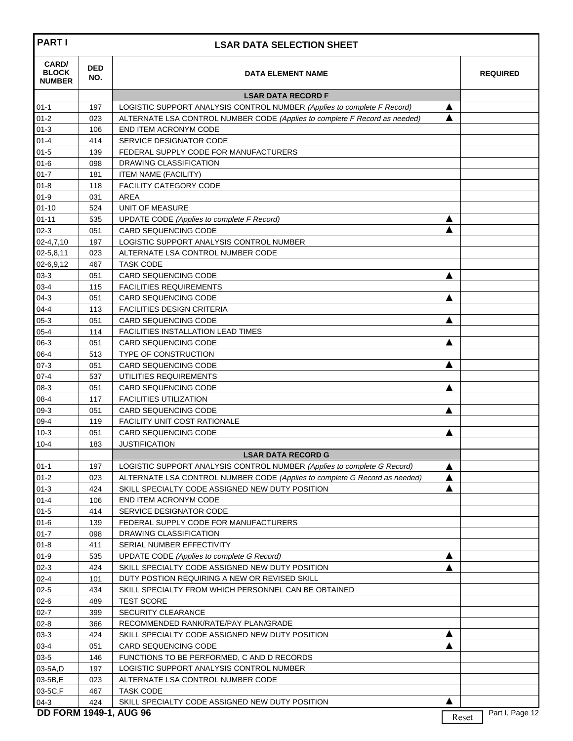| PART I | | LSAR DATA SELECTION SHEET | |
|---|---|---|---|
| **CARD/ BLOCK NUMBER** | **DED NO.** | **DATA ELEMENT NAME** | **REQUIRED** |
| | | **LSAR DATA RECORD F** | |
| 01-1 | 197 | LOGISTIC SUPPORT ANALYSIS CONTROL NUMBER *(Applies to complete F Record)* ▲ | |
| 01-2 | 023 | ALTERNATE LSA CONTROL NUMBER CODE *(Applies to complete F Record as needed)* ▲ | |
| 01-3 | 106 | END ITEM ACRONYM CODE | |
| 01-4 | 414 | SERVICE DESIGNATOR CODE | |
| 01-5 | 139 | FEDERAL SUPPLY CODE FOR MANUFACTURERS | |
| 01-6 | 098 | DRAWING CLASSIFICATION | |
| 01-7 | 181 | ITEM NAME (FACILITY) | |
| 01-8 | 118 | FACILITY CATEGORY CODE | |
| 01-9 | 031 | AREA | |
| 01-10 | 524 | UNIT OF MEASURE | |
| 01-11 | 535 | UPDATE CODE *(Applies to complete F Record)* ▲ | |
| 02-3 | 051 | CARD SEQUENCING CODE ▲ | |
| 02-4,7,10 | 197 | LOGISTIC SUPPORT ANALYSIS CONTROL NUMBER | |
| 02-5,8,11 | 023 | ALTERNATE LSA CONTROL NUMBER CODE | |
| 02-6,9,12 | 467 | TASK CODE | |
| 03-3 | 051 | CARD SEQUENCING CODE ▲ | |
| 03-4 | 115 | FACILITIES REQUIREMENTS | |
| 04-3 | 051 | CARD SEQUENCING CODE ▲ | |
| 04-4 | 113 | FACILITIES DESIGN CRITERIA | |
| 05-3 | 051 | CARD SEQUENCING CODE ▲ | |
| 05-4 | 114 | FACILITIES INSTALLATION LEAD TIMES | |
| 06-3 | 051 | CARD SEQUENCING CODE ▲ | |
| 06-4 | 513 | TYPE OF CONSTRUCTION | |
| 07-3 | 051 | CARD SEQUENCING CODE ▲ | |
| 07-4 | 537 | UTILITIES REQUIREMENTS | |
| 08-3 | 051 | CARD SEQUENCING CODE ▲ | |
| 08-4 | 117 | FACILITIES UTILIZATION | |
| 09-3 | 051 | CARD SEQUENCING CODE ▲ | |
| 09-4 | 119 | FACILITY UNIT COST RATIONALE | |
| 10-3 | 051 | CARD SEQUENCING CODE ▲ | |
| 10-4 | 183 | JUSTIFICATION | |
| | | **LSAR DATA RECORD G** | |
| 01-1 | 197 | LOGISTIC SUPPORT ANALYSIS CONTROL NUMBER *(Applies to complete G Record)* ▲ | |
| 01-2 | 023 | ALTERNATE LSA CONTROL NUMBER CODE *(Applies to complete G Record as needed)* ▲ | |
| 01-3 | 424 | SKILL SPECIALTY CODE ASSIGNED NEW DUTY POSITION ▲ | |
| 01-4 | 106 | END ITEM ACRONYM CODE | |
| 01-5 | 414 | SERVICE DESIGNATOR CODE | |
| 01-6 | 139 | FEDERAL SUPPLY CODE FOR MANUFACTURERS | |
| 01-7 | 098 | DRAWING CLASSIFICATION | |
| 01-8 | 411 | SERIAL NUMBER EFFECTIVITY | |
| 01-9 | 535 | UPDATE CODE *(Applies to complete G Record)* ▲ | |
| 02-3 | 424 | SKILL SPECIALTY CODE ASSIGNED NEW DUTY POSITION ▲ | |
| 02-4 | 101 | DUTY POSTION REQUIRING A NEW OR REVISED SKILL | |
| 02-5 | 434 | SKILL SPECIALTY FROM WHICH PERSONNEL CAN BE OBTAINED | |
| 02-6 | 489 | TEST SCORE | |
| 02-7 | 399 | SECURITY CLEARANCE | |
| 02-8 | 366 | RECOMMENDED RANK/RATE/PAY PLAN/GRADE | |
| 03-3 | 424 | SKILL SPECIALTY CODE ASSIGNED NEW DUTY POSITION ▲ | |
| 03-4 | 051 | CARD SEQUENCING CODE ▲ | |
| 03-5 | 146 | FUNCTIONS TO BE PERFORMED, C AND D RECORDS | |
| 03-5A,D | 197 | LOGISTIC SUPPORT ANALYSIS CONTROL NUMBER | |
| 03-5B,E | 023 | ALTERNATE LSA CONTROL NUMBER CODE | |
| 03-5C,F | 467 | TASK CODE | |
| 04-3 | 424 | SKILL SPECIALTY CODE ASSIGNED NEW DUTY POSITION ▲ | |

**DD FORM 1949-1, AUG 96**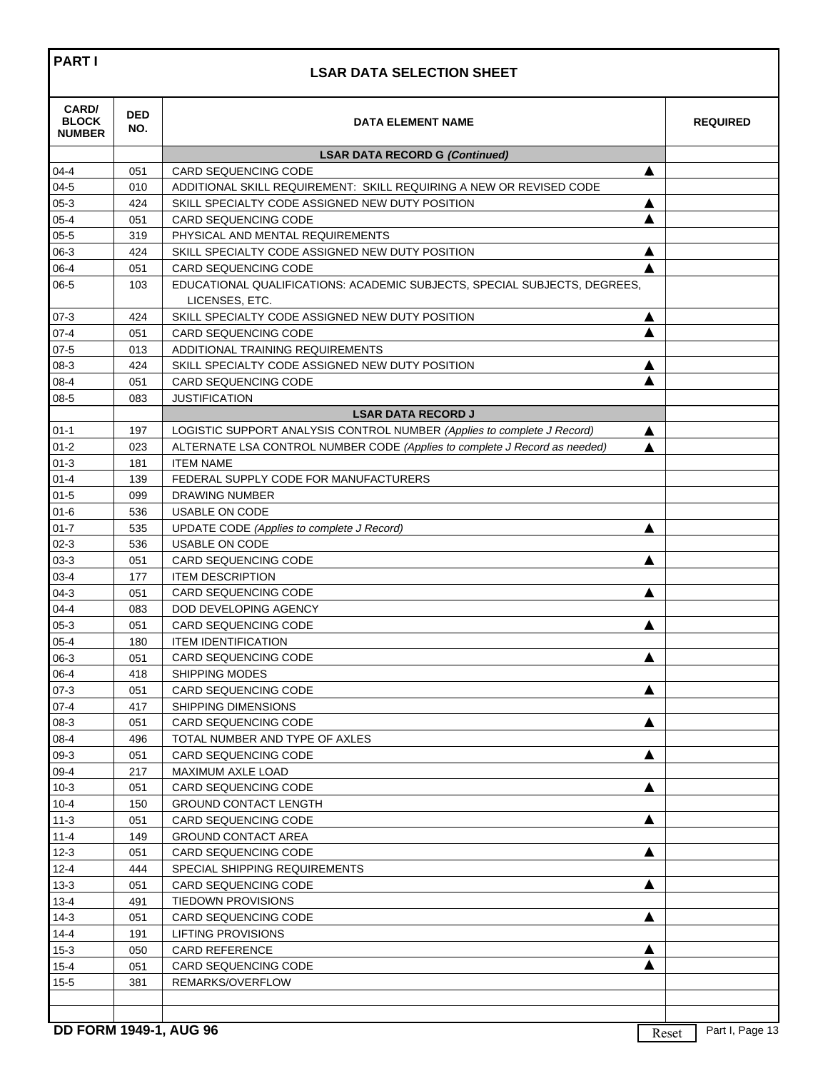**PART I**

## LSAR DATA SELECTION SHEET

| CARD/ BLOCK NUMBER | DED NO. | DATA ELEMENT NAME | | REQUIRED |
|---|---|---|---|---|
| | | **LSAR DATA RECORD G *(Continued)*** | | |
| 04-4 | 051 | CARD SEQUENCING CODE | ▲ | |
| 04-5 | 010 | ADDITIONAL SKILL REQUIREMENT: SKILL REQUIRING A NEW OR REVISED CODE | | |
| 05-3 | 424 | SKILL SPECIALTY CODE ASSIGNED NEW DUTY POSITION | ▲ | |
| 05-4 | 051 | CARD SEQUENCING CODE | ▲ | |
| 05-5 | 319 | PHYSICAL AND MENTAL REQUIREMENTS | | |
| 06-3 | 424 | SKILL SPECIALTY CODE ASSIGNED NEW DUTY POSITION | ▲ | |
| 06-4 | 051 | CARD SEQUENCING CODE | ▲ | |
| 06-5 | 103 | EDUCATIONAL QUALIFICATIONS: ACADEMIC SUBJECTS, SPECIAL SUBJECTS, DEGREES, LICENSES, ETC. | | |
| 07-3 | 424 | SKILL SPECIALTY CODE ASSIGNED NEW DUTY POSITION | ▲ | |
| 07-4 | 051 | CARD SEQUENCING CODE | ▲ | |
| 07-5 | 013 | ADDITIONAL TRAINING REQUIREMENTS | | |
| 08-3 | 424 | SKILL SPECIALTY CODE ASSIGNED NEW DUTY POSITION | ▲ | |
| 08-4 | 051 | CARD SEQUENCING CODE | ▲ | |
| 08-5 | 083 | JUSTIFICATION | | |
| | | **LSAR DATA RECORD J** | | |
| 01-1 | 197 | LOGISTIC SUPPORT ANALYSIS CONTROL NUMBER *(Applies to complete J Record)* | ▲ | |
| 01-2 | 023 | ALTERNATE LSA CONTROL NUMBER CODE *(Applies to complete J Record as needed)* | ▲ | |
| 01-3 | 181 | ITEM NAME | | |
| 01-4 | 139 | FEDERAL SUPPLY CODE FOR MANUFACTURERS | | |
| 01-5 | 099 | DRAWING NUMBER | | |
| 01-6 | 536 | USABLE ON CODE | | |
| 01-7 | 535 | UPDATE CODE *(Applies to complete J Record)* | ▲ | |
| 02-3 | 536 | USABLE ON CODE | | |
| 03-3 | 051 | CARD SEQUENCING CODE | ▲ | |
| 03-4 | 177 | ITEM DESCRIPTION | | |
| 04-3 | 051 | CARD SEQUENCING CODE | ▲ | |
| 04-4 | 083 | DOD DEVELOPING AGENCY | | |
| 05-3 | 051 | CARD SEQUENCING CODE | ▲ | |
| 05-4 | 180 | ITEM IDENTIFICATION | | |
| 06-3 | 051 | CARD SEQUENCING CODE | ▲ | |
| 06-4 | 418 | SHIPPING MODES | | |
| 07-3 | 051 | CARD SEQUENCING CODE | ▲ | |
| 07-4 | 417 | SHIPPING DIMENSIONS | | |
| 08-3 | 051 | CARD SEQUENCING CODE | ▲ | |
| 08-4 | 496 | TOTAL NUMBER AND TYPE OF AXLES | | |
| 09-3 | 051 | CARD SEQUENCING CODE | ▲ | |
| 09-4 | 217 | MAXIMUM AXLE LOAD | | |
| 10-3 | 051 | CARD SEQUENCING CODE | ▲ | |
| 10-4 | 150 | GROUND CONTACT LENGTH | | |
| 11-3 | 051 | CARD SEQUENCING CODE | ▲ | |
| 11-4 | 149 | GROUND CONTACT AREA | | |
| 12-3 | 051 | CARD SEQUENCING CODE | ▲ | |
| 12-4 | 444 | SPECIAL SHIPPING REQUIREMENTS | | |
| 13-3 | 051 | CARD SEQUENCING CODE | ▲ | |
| 13-4 | 491 | TIEDOWN PROVISIONS | | |
| 14-3 | 051 | CARD SEQUENCING CODE | ▲ | |
| 14-4 | 191 | LIFTING PROVISIONS | | |
| 15-3 | 050 | CARD REFERENCE | ▲ | |
| 15-4 | 051 | CARD SEQUENCING CODE | ▲ | |
| 15-5 | 381 | REMARKS/OVERFLOW | | |
| | | | | |
| | | | | |

**DD FORM 1949-1, AUG 96**